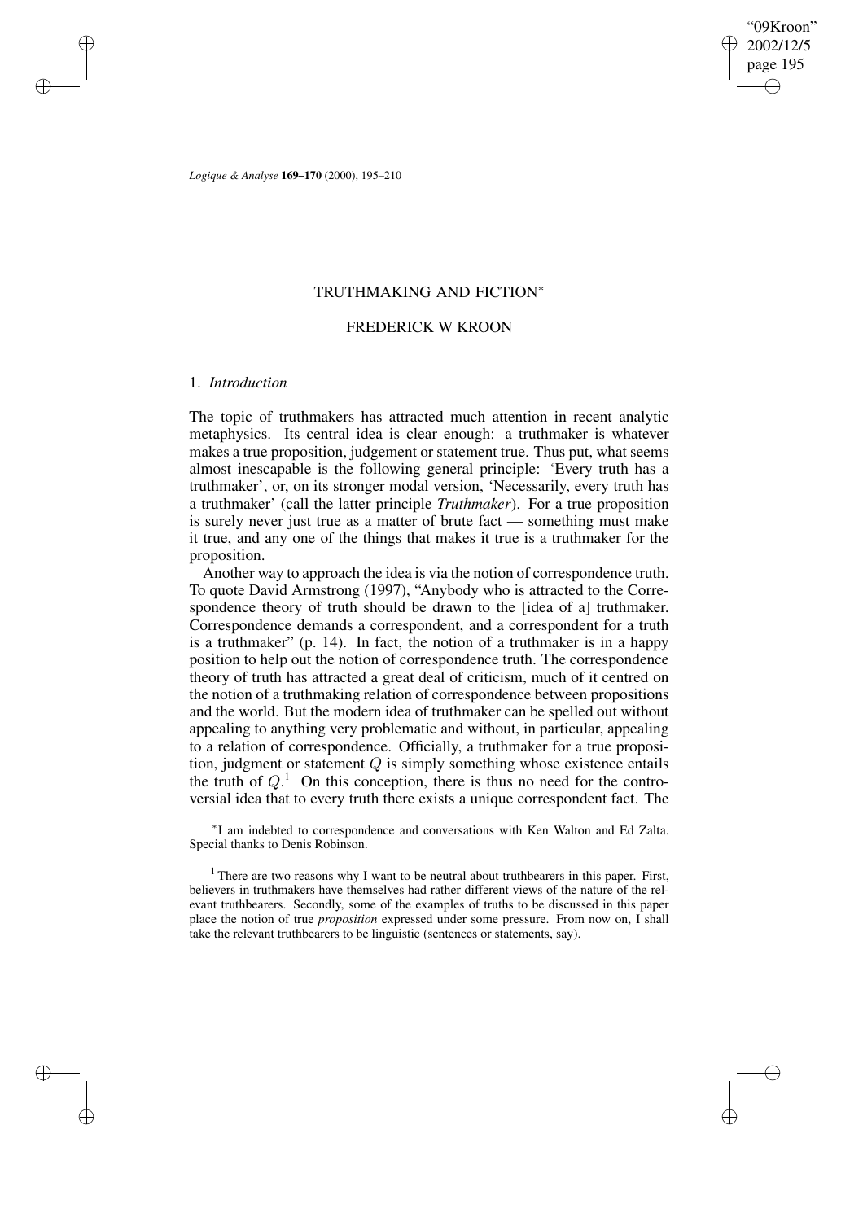# TRUTHMAKING AND FICTION*

## FREDERICK W KROON

### 1. *Introduction*

The topic of truthmakers has attracted much attention in recent analytic metaphysics. Its central idea is clear enough: a truthmaker is whatever makes a true proposition, judgement or statement true. Thus put, what seems almost inescapable is the following general principle: 'Every truth has a truthmaker', or, on its stronger modal version, 'Necessarily, every truth has a truthmaker' (call the latter principle *Truthmaker*). For a true proposition is surely never just true as a matter of brute fact — something must make it true, and any one of the things that makes it true is a truthmaker for the proposition.

Another way to approach the idea is via the notion of correspondence truth. To quote David Armstrong (1997), "Anybody who is attracted to the Correspondence theory of truth should be drawn to the [idea of a] truthmaker. Correspondence demands a correspondent, and a correspondent for a truth is a truthmaker" (p. 14). In fact, the notion of a truthmaker is in a happy position to help out the notion of correspondence truth. The correspondence theory of truth has attracted a great deal of criticism, much of it centred on the notion of a truthmaking relation of correspondence between propositions and the world. But the modern idea of truthmaker can be spelled out without appealing to anything very problematic and without, in particular, appealing to a relation of correspondence. Officially, a truthmaker for a true proposition, judgment or statement $Q$ is simply something whose existence entails the truth of $Q$.[1] On this conception, there is thus no need for the controversial idea that to every truth there exists a unique correspondent fact. The

*I am indebted to correspondence and conversations with Ken Walton and Ed Zalta. Special thanks to Denis Robinson.

[1] There are two reasons why I want to be neutral about truthbearers in this paper. First, believers in truthmakers have themselves had rather different views of the nature of the relevant truthbearers. Secondly, some of the examples of truths to be discussed in this paper place the notion of true *proposition* expressed under some pressure. From now on, I shall take the relevant truthbearers to be linguistic (sentences or statements, say).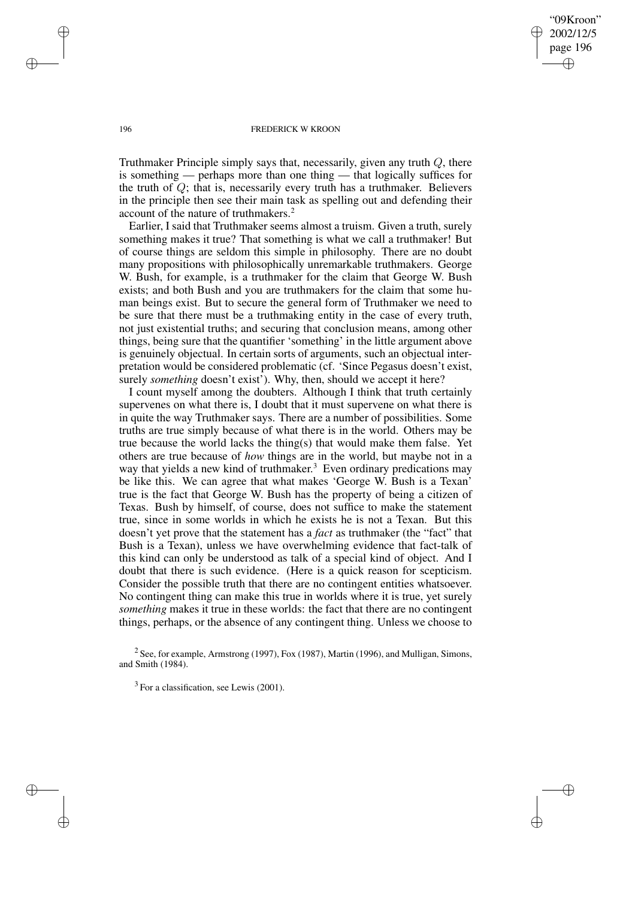Truthmaker Principle simply says that, necessarily, given any truth $Q$, there is something — perhaps more than one thing — that logically suffices for the truth of $Q$; that is, necessarily every truth has a truthmaker. Believers in the principle then see their main task as spelling out and defending their account of the nature of truthmakers.[2]

Earlier, I said that Truthmaker seems almost a truism. Given a truth, surely something makes it true? That something is what we call a truthmaker! But of course things are seldom this simple in philosophy. There are no doubt many propositions with philosophically unremarkable truthmakers. George W. Bush, for example, is a truthmaker for the claim that George W. Bush exists; and both Bush and you are truthmakers for the claim that some human beings exist. But to secure the general form of Truthmaker we need to be sure that there must be a truthmaking entity in the case of every truth, not just existential truths; and securing that conclusion means, among other things, being sure that the quantifier 'something' in the little argument above is genuinely objectual. In certain sorts of arguments, such an objectual interpretation would be considered problematic (cf. 'Since Pegasus doesn't exist, surely *something* doesn't exist'). Why, then, should we accept it here?

I count myself among the doubters. Although I think that truth certainly supervenes on what there is, I doubt that it must supervene on what there is in quite the way Truthmaker says. There are a number of possibilities. Some truths are true simply because of what there is in the world. Others may be true because the world lacks the thing(s) that would make them false. Yet others are true because of *how* things are in the world, but maybe not in a way that yields a new kind of truthmaker.[3] Even ordinary predications may be like this. We can agree that what makes 'George W. Bush is a Texan' true is the fact that George W. Bush has the property of being a citizen of Texas. Bush by himself, of course, does not suffice to make the statement true, since in some worlds in which he exists he is not a Texan. But this doesn't yet prove that the statement has a *fact* as truthmaker (the "fact" that Bush is a Texan), unless we have overwhelming evidence that fact-talk of this kind can only be understood as talk of a special kind of object. And I doubt that there is such evidence. (Here is a quick reason for scepticism. Consider the possible truth that there are no contingent entities whatsoever. No contingent thing can make this true in worlds where it is true, yet surely *something* makes it true in these worlds: the fact that there are no contingent things, perhaps, or the absence of any contingent thing. Unless we choose to

[2] See, for example, Armstrong (1997), Fox (1987), Martin (1996), and Mulligan, Simons, and Smith (1984).

[3] For a classification, see Lewis (2001).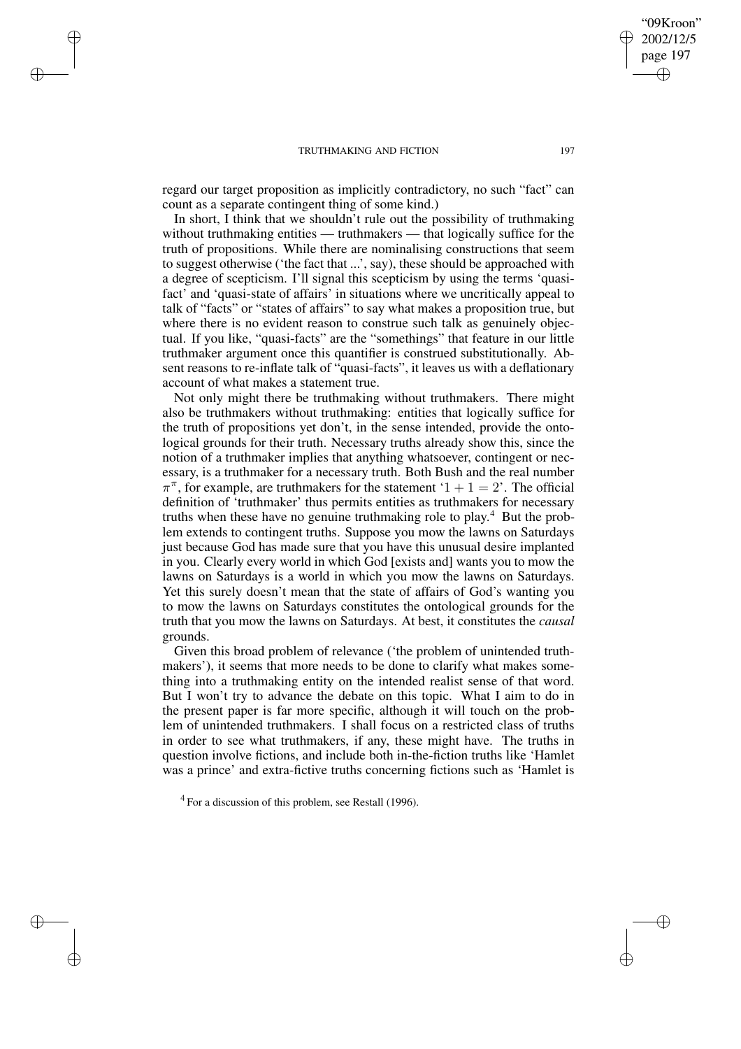regard our target proposition as implicitly contradictory, no such "fact" can count as a separate contingent thing of some kind.)

In short, I think that we shouldn't rule out the possibility of truthmaking without truthmaking entities — truthmakers — that logically suffice for the truth of propositions. While there are nominalising constructions that seem to suggest otherwise ('the fact that ...', say), these should be approached with a degree of scepticism. I'll signal this scepticism by using the terms 'quasi-fact' and 'quasi-state of affairs' in situations where we uncritically appeal to talk of "facts" or "states of affairs" to say what makes a proposition true, but where there is no evident reason to construe such talk as genuinely objectual. If you like, "quasi-facts" are the "somethings" that feature in our little truthmaker argument once this quantifier is construed substitutionally. Absent reasons to re-inflate talk of "quasi-facts", it leaves us with a deflationary account of what makes a statement true.

Not only might there be truthmaking without truthmakers. There might also be truthmakers without truthmaking: entities that logically suffice for the truth of propositions yet don't, in the sense intended, provide the ontological grounds for their truth. Necessary truths already show this, since the notion of a truthmaker implies that anything whatsoever, contingent or necessary, is a truthmaker for a necessary truth. Both Bush and the real number $\pi^{\pi}$, for example, are truthmakers for the statement '$1 + 1 = 2$'. The official definition of 'truthmaker' thus permits entities as truthmakers for necessary truths when these have no genuine truthmaking role to play.[4] But the problem extends to contingent truths. Suppose you mow the lawns on Saturdays just because God has made sure that you have this unusual desire implanted in you. Clearly every world in which God [exists and] wants you to mow the lawns on Saturdays is a world in which you mow the lawns on Saturdays. Yet this surely doesn't mean that the state of affairs of God's wanting you to mow the lawns on Saturdays constitutes the ontological grounds for the truth that you mow the lawns on Saturdays. At best, it constitutes the *causal* grounds.

Given this broad problem of relevance ('the problem of unintended truthmakers'), it seems that more needs to be done to clarify what makes something into a truthmaking entity on the intended realist sense of that word. But I won't try to advance the debate on this topic. What I aim to do in the present paper is far more specific, although it will touch on the problem of unintended truthmakers. I shall focus on a restricted class of truths in order to see what truthmakers, if any, these might have. The truths in question involve fictions, and include both in-the-fiction truths like 'Hamlet was a prince' and extra-fictive truths concerning fictions such as 'Hamlet is

[4] For a discussion of this problem, see Restall (1996).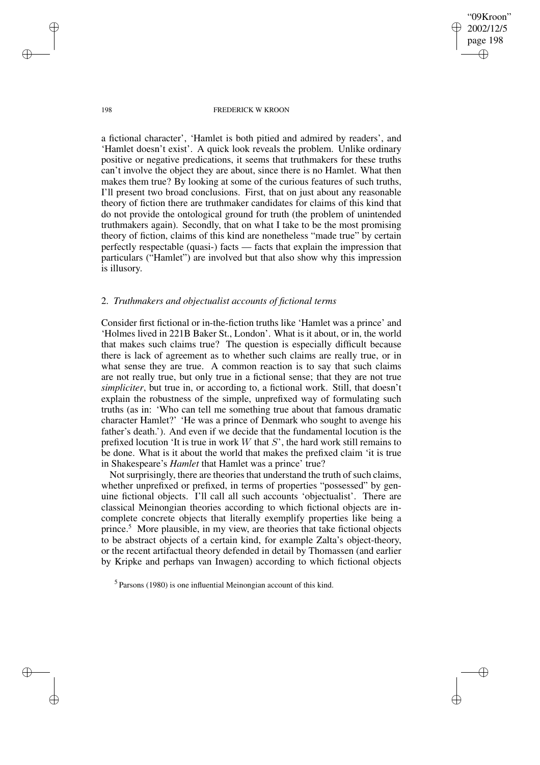a fictional character', 'Hamlet is both pitied and admired by readers', and 'Hamlet doesn't exist'. A quick look reveals the problem. Unlike ordinary positive or negative predications, it seems that truthmakers for these truths can't involve the object they are about, since there is no Hamlet. What then makes them true? By looking at some of the curious features of such truths, I'll present two broad conclusions. First, that on just about any reasonable theory of fiction there are truthmaker candidates for claims of this kind that do not provide the ontological ground for truth (the problem of unintended truthmakers again). Secondly, that on what I take to be the most promising theory of fiction, claims of this kind are nonetheless "made true" by certain perfectly respectable (quasi-) facts — facts that explain the impression that particulars ("Hamlet") are involved but that also show why this impression is illusory.

## 2. *Truthmakers and objectualist accounts of fictional terms*

Consider first fictional or in-the-fiction truths like 'Hamlet was a prince' and 'Holmes lived in 221B Baker St., London'. What is it about, or in, the world that makes such claims true? The question is especially difficult because there is lack of agreement as to whether such claims are really true, or in what sense they are true. A common reaction is to say that such claims are not really true, but only true in a fictional sense; that they are not true *simpliciter*, but true in, or according to, a fictional work. Still, that doesn't explain the robustness of the simple, unprefixed way of formulating such truths (as in: 'Who can tell me something true about that famous dramatic character Hamlet?' 'He was a prince of Denmark who sought to avenge his father's death.'). And even if we decide that the fundamental locution is the prefixed locution 'It is true in work $W$ that $S$', the hard work still remains to be done. What is it about the world that makes the prefixed claim 'it is true in Shakespeare's *Hamlet* that Hamlet was a prince' true?

Not surprisingly, there are theories that understand the truth of such claims, whether unprefixed or prefixed, in terms of properties "possessed" by genuine fictional objects. I'll call all such accounts 'objectualist'. There are classical Meinongian theories according to which fictional objects are incomplete concrete objects that literally exemplify properties like being a prince.[5] More plausible, in my view, are theories that take fictional objects to be abstract objects of a certain kind, for example Zalta's object-theory, or the recent artifactual theory defended in detail by Thomassen (and earlier by Kripke and perhaps van Inwagen) according to which fictional objects

[5] Parsons (1980) is one influential Meinongian account of this kind.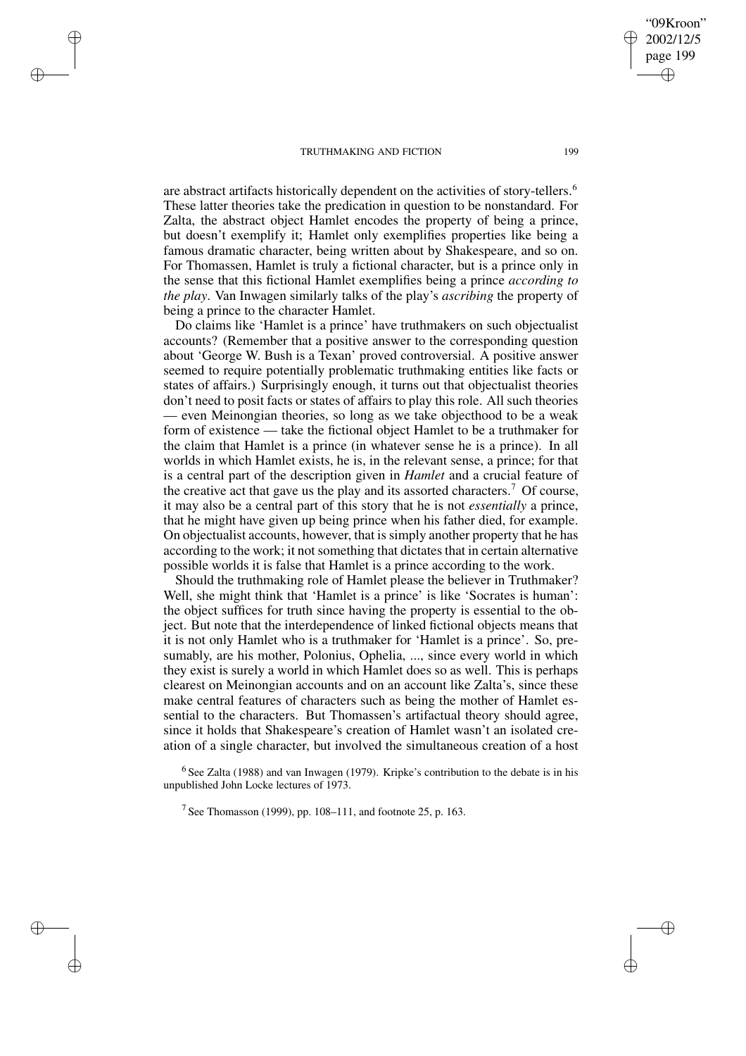are abstract artifacts historically dependent on the activities of story-tellers.[6] These latter theories take the predication in question to be nonstandard. For Zalta, the abstract object Hamlet encodes the property of being a prince, but doesn't exemplify it; Hamlet only exemplifies properties like being a famous dramatic character, being written about by Shakespeare, and so on. For Thomassen, Hamlet is truly a fictional character, but is a prince only in the sense that this fictional Hamlet exemplifies being a prince *according to the play*. Van Inwagen similarly talks of the play's *ascribing* the property of being a prince to the character Hamlet.

Do claims like 'Hamlet is a prince' have truthmakers on such objectualist accounts? (Remember that a positive answer to the corresponding question about 'George W. Bush is a Texan' proved controversial. A positive answer seemed to require potentially problematic truthmaking entities like facts or states of affairs.) Surprisingly enough, it turns out that objectualist theories don't need to posit facts or states of affairs to play this role. All such theories — even Meinongian theories, so long as we take objecthood to be a weak form of existence — take the fictional object Hamlet to be a truthmaker for the claim that Hamlet is a prince (in whatever sense he is a prince). In all worlds in which Hamlet exists, he is, in the relevant sense, a prince; for that is a central part of the description given in *Hamlet* and a crucial feature of the creative act that gave us the play and its assorted characters.[7] Of course, it may also be a central part of this story that he is not *essentially* a prince, that he might have given up being prince when his father died, for example. On objectualist accounts, however, that is simply another property that he has according to the work; it not something that dictates that in certain alternative possible worlds it is false that Hamlet is a prince according to the work.

Should the truthmaking role of Hamlet please the believer in Truthmaker? Well, she might think that 'Hamlet is a prince' is like 'Socrates is human': the object suffices for truth since having the property is essential to the object. But note that the interdependence of linked fictional objects means that it is not only Hamlet who is a truthmaker for 'Hamlet is a prince'. So, presumably, are his mother, Polonius, Ophelia, ..., since every world in which they exist is surely a world in which Hamlet does so as well. This is perhaps clearest on Meinongian accounts and on an account like Zalta's, since these make central features of characters such as being the mother of Hamlet essential to the characters. But Thomassen's artifactual theory should agree, since it holds that Shakespeare's creation of Hamlet wasn't an isolated creation of a single character, but involved the simultaneous creation of a host

[6] See Zalta (1988) and van Inwagen (1979). Kripke's contribution to the debate is in his unpublished John Locke lectures of 1973.

[7] See Thomasson (1999), pp. 108–111, and footnote 25, p. 163.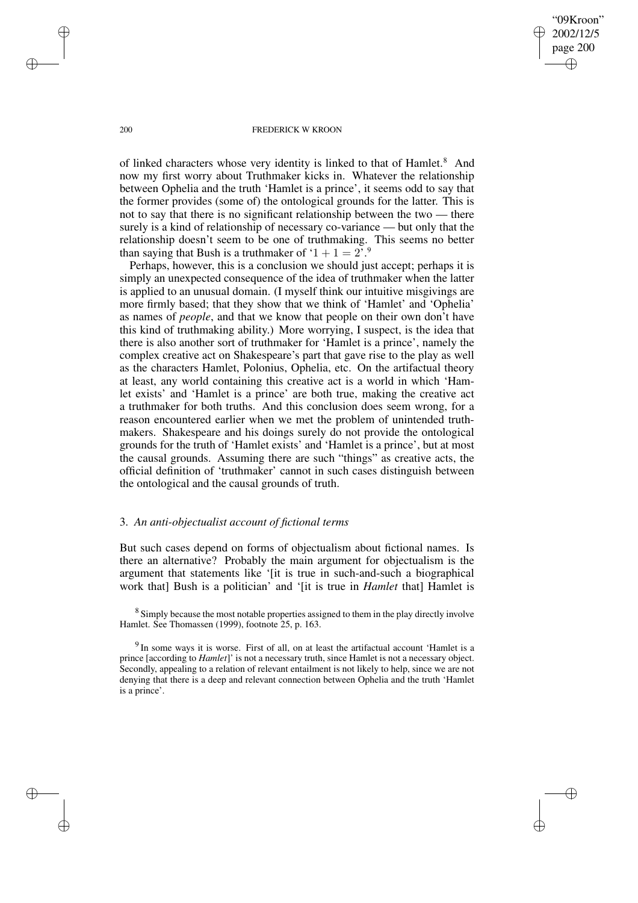of linked characters whose very identity is linked to that of Hamlet.[8] And now my first worry about Truthmaker kicks in. Whatever the relationship between Ophelia and the truth 'Hamlet is a prince', it seems odd to say that the former provides (some of) the ontological grounds for the latter. This is not to say that there is no significant relationship between the two — there surely is a kind of relationship of necessary co-variance — but only that the relationship doesn't seem to be one of truthmaking. This seems no better than saying that Bush is a truthmaker of '$1 + 1 = 2$'.[9]

Perhaps, however, this is a conclusion we should just accept; perhaps it is simply an unexpected consequence of the idea of truthmaker when the latter is applied to an unusual domain. (I myself think our intuitive misgivings are more firmly based; that they show that we think of 'Hamlet' and 'Ophelia' as names of *people*, and that we know that people on their own don't have this kind of truthmaking ability.) More worrying, I suspect, is the idea that there is also another sort of truthmaker for 'Hamlet is a prince', namely the complex creative act on Shakespeare's part that gave rise to the play as well as the characters Hamlet, Polonius, Ophelia, etc. On the artifactual theory at least, any world containing this creative act is a world in which 'Hamlet exists' and 'Hamlet is a prince' are both true, making the creative act a truthmaker for both truths. And this conclusion does seem wrong, for a reason encountered earlier when we met the problem of unintended truthmakers. Shakespeare and his doings surely do not provide the ontological grounds for the truth of 'Hamlet exists' and 'Hamlet is a prince', but at most the causal grounds. Assuming there are such "things" as creative acts, the official definition of 'truthmaker' cannot in such cases distinguish between the ontological and the causal grounds of truth.

## 3. *An anti-objectualist account of fictional terms*

But such cases depend on forms of objectualism about fictional names. Is there an alternative? Probably the main argument for objectualism is the argument that statements like '[it is true in such-and-such a biographical work that] Bush is a politician' and '[it is true in *Hamlet* that] Hamlet is

[8] Simply because the most notable properties assigned to them in the play directly involve Hamlet. See Thomassen (1999), footnote 25, p. 163.

[9] In some ways it is worse. First of all, on at least the artifactual account 'Hamlet is a prince [according to *Hamlet*]' is not a necessary truth, since Hamlet is not a necessary object. Secondly, appealing to a relation of relevant entailment is not likely to help, since we are not denying that there is a deep and relevant connection between Ophelia and the truth 'Hamlet is a prince'.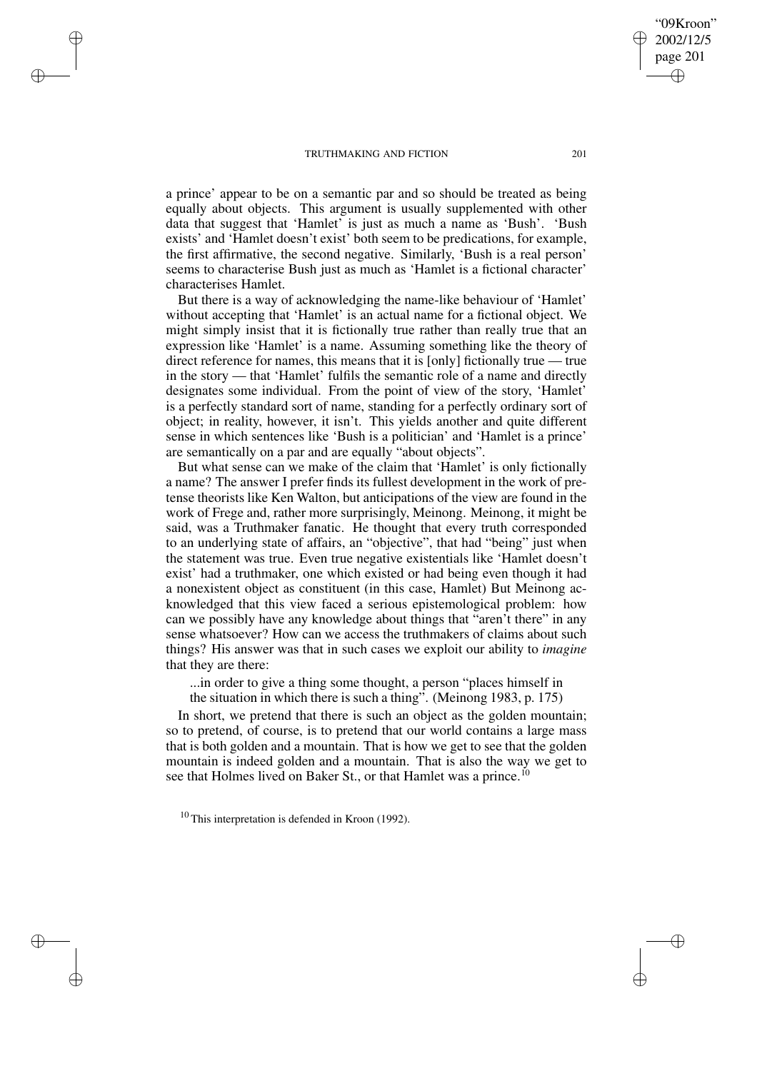a prince' appear to be on a semantic par and so should be treated as being equally about objects. This argument is usually supplemented with other data that suggest that 'Hamlet' is just as much a name as 'Bush'. 'Bush exists' and 'Hamlet doesn't exist' both seem to be predications, for example, the first affirmative, the second negative. Similarly, 'Bush is a real person' seems to characterise Bush just as much as 'Hamlet is a fictional character' characterises Hamlet.

But there is a way of acknowledging the name-like behaviour of 'Hamlet' without accepting that 'Hamlet' is an actual name for a fictional object. We might simply insist that it is fictionally true rather than really true that an expression like 'Hamlet' is a name. Assuming something like the theory of direct reference for names, this means that it is [only] fictionally true — true in the story — that 'Hamlet' fulfils the semantic role of a name and directly designates some individual. From the point of view of the story, 'Hamlet' is a perfectly standard sort of name, standing for a perfectly ordinary sort of object; in reality, however, it isn't. This yields another and quite different sense in which sentences like 'Bush is a politician' and 'Hamlet is a prince' are semantically on a par and are equally "about objects".

But what sense can we make of the claim that 'Hamlet' is only fictionally a name? The answer I prefer finds its fullest development in the work of pretense theorists like Ken Walton, but anticipations of the view are found in the work of Frege and, rather more surprisingly, Meinong. Meinong, it might be said, was a Truthmaker fanatic. He thought that every truth corresponded to an underlying state of affairs, an "objective", that had "being" just when the statement was true. Even true negative existentials like 'Hamlet doesn't exist' had a truthmaker, one which existed or had being even though it had a nonexistent object as constituent (in this case, Hamlet) But Meinong acknowledged that this view faced a serious epistemological problem: how can we possibly have any knowledge about things that "aren't there" in any sense whatsoever? How can we access the truthmakers of claims about such things? His answer was that in such cases we exploit our ability to *imagine* that they are there:

> ...in order to give a thing some thought, a person "places himself in the situation in which there is such a thing". (Meinong 1983, p. 175)

In short, we pretend that there is such an object as the golden mountain; so to pretend, of course, is to pretend that our world contains a large mass that is both golden and a mountain. That is how we get to see that the golden mountain is indeed golden and a mountain. That is also the way we get to see that Holmes lived on Baker St., or that Hamlet was a prince.[10]

[10] This interpretation is defended in Kroon (1992).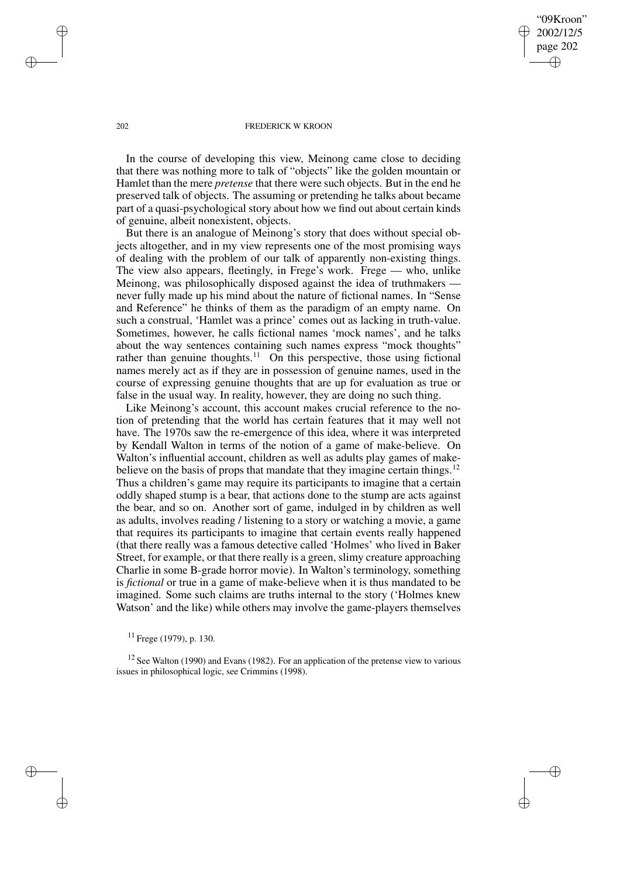In the course of developing this view, Meinong came close to deciding that there was nothing more to talk of "objects" like the golden mountain or Hamlet than the mere *pretense* that there were such objects. But in the end he preserved talk of objects. The assuming or pretending he talks about became part of a quasi-psychological story about how we find out about certain kinds of genuine, albeit nonexistent, objects.

But there is an analogue of Meinong's story that does without special objects altogether, and in my view represents one of the most promising ways of dealing with the problem of our talk of apparently non-existing things. The view also appears, fleetingly, in Frege's work. Frege — who, unlike Meinong, was philosophically disposed against the idea of truthmakers — never fully made up his mind about the nature of fictional names. In "Sense and Reference" he thinks of them as the paradigm of an empty name. On such a construal, 'Hamlet was a prince' comes out as lacking in truth-value. Sometimes, however, he calls fictional names 'mock names', and he talks about the way sentences containing such names express "mock thoughts" rather than genuine thoughts.[11] On this perspective, those using fictional names merely act as if they are in possession of genuine names, used in the course of expressing genuine thoughts that are up for evaluation as true or false in the usual way. In reality, however, they are doing no such thing.

Like Meinong's account, this account makes crucial reference to the notion of pretending that the world has certain features that it may well not have. The 1970s saw the re-emergence of this idea, where it was interpreted by Kendall Walton in terms of the notion of a game of make-believe. On Walton's influential account, children as well as adults play games of make-believe on the basis of props that mandate that they imagine certain things.[12] Thus a children's game may require its participants to imagine that a certain oddly shaped stump is a bear, that actions done to the stump are acts against the bear, and so on. Another sort of game, indulged in by children as well as adults, involves reading / listening to a story or watching a movie, a game that requires its participants to imagine that certain events really happened (that there really was a famous detective called 'Holmes' who lived in Baker Street, for example, or that there really is a green, slimy creature approaching Charlie in some B-grade horror movie). In Walton's terminology, something is *fictional* or true in a game of make-believe when it is thus mandated to be imagined. Some such claims are truths internal to the story ('Holmes knew Watson' and the like) while others may involve the game-players themselves

[11] Frege (1979), p. 130.

[12] See Walton (1990) and Evans (1982). For an application of the pretense view to various issues in philosophical logic, see Crimmins (1998).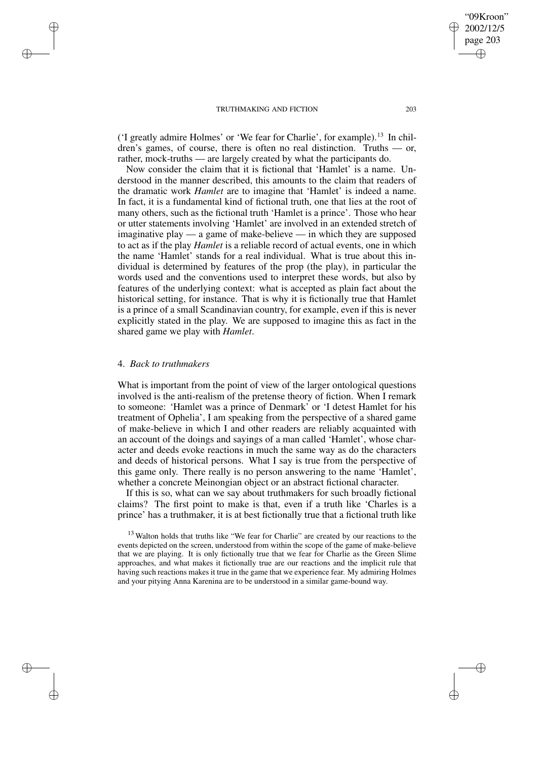('I greatly admire Holmes' or 'We fear for Charlie', for example).[13] In children's games, of course, there is often no real distinction. Truths — or, rather, mock-truths — are largely created by what the participants do.

Now consider the claim that it is fictional that 'Hamlet' is a name. Understood in the manner described, this amounts to the claim that readers of the dramatic work *Hamlet* are to imagine that 'Hamlet' is indeed a name. In fact, it is a fundamental kind of fictional truth, one that lies at the root of many others, such as the fictional truth 'Hamlet is a prince'. Those who hear or utter statements involving 'Hamlet' are involved in an extended stretch of imaginative play — a game of make-believe — in which they are supposed to act as if the play *Hamlet* is a reliable record of actual events, one in which the name 'Hamlet' stands for a real individual. What is true about this individual is determined by features of the prop (the play), in particular the words used and the conventions used to interpret these words, but also by features of the underlying context: what is accepted as plain fact about the historical setting, for instance. That is why it is fictionally true that Hamlet is a prince of a small Scandinavian country, for example, even if this is never explicitly stated in the play. We are supposed to imagine this as fact in the shared game we play with *Hamlet*.

## 4. *Back to truthmakers*

What is important from the point of view of the larger ontological questions involved is the anti-realism of the pretense theory of fiction. When I remark to someone: 'Hamlet was a prince of Denmark' or 'I detest Hamlet for his treatment of Ophelia', I am speaking from the perspective of a shared game of make-believe in which I and other readers are reliably acquainted with an account of the doings and sayings of a man called 'Hamlet', whose character and deeds evoke reactions in much the same way as do the characters and deeds of historical persons. What I say is true from the perspective of this game only. There really is no person answering to the name 'Hamlet', whether a concrete Meinongian object or an abstract fictional character.

If this is so, what can we say about truthmakers for such broadly fictional claims? The first point to make is that, even if a truth like 'Charles is a prince' has a truthmaker, it is at best fictionally true that a fictional truth like

[13] Walton holds that truths like "We fear for Charlie" are created by our reactions to the events depicted on the screen, understood from within the scope of the game of make-believe that we are playing. It is only fictionally true that we fear for Charlie as the Green Slime approaches, and what makes it fictionally true are our reactions and the implicit rule that having such reactions makes it true in the game that we experience fear. My admiring Holmes and your pitying Anna Karenina are to be understood in a similar game-bound way.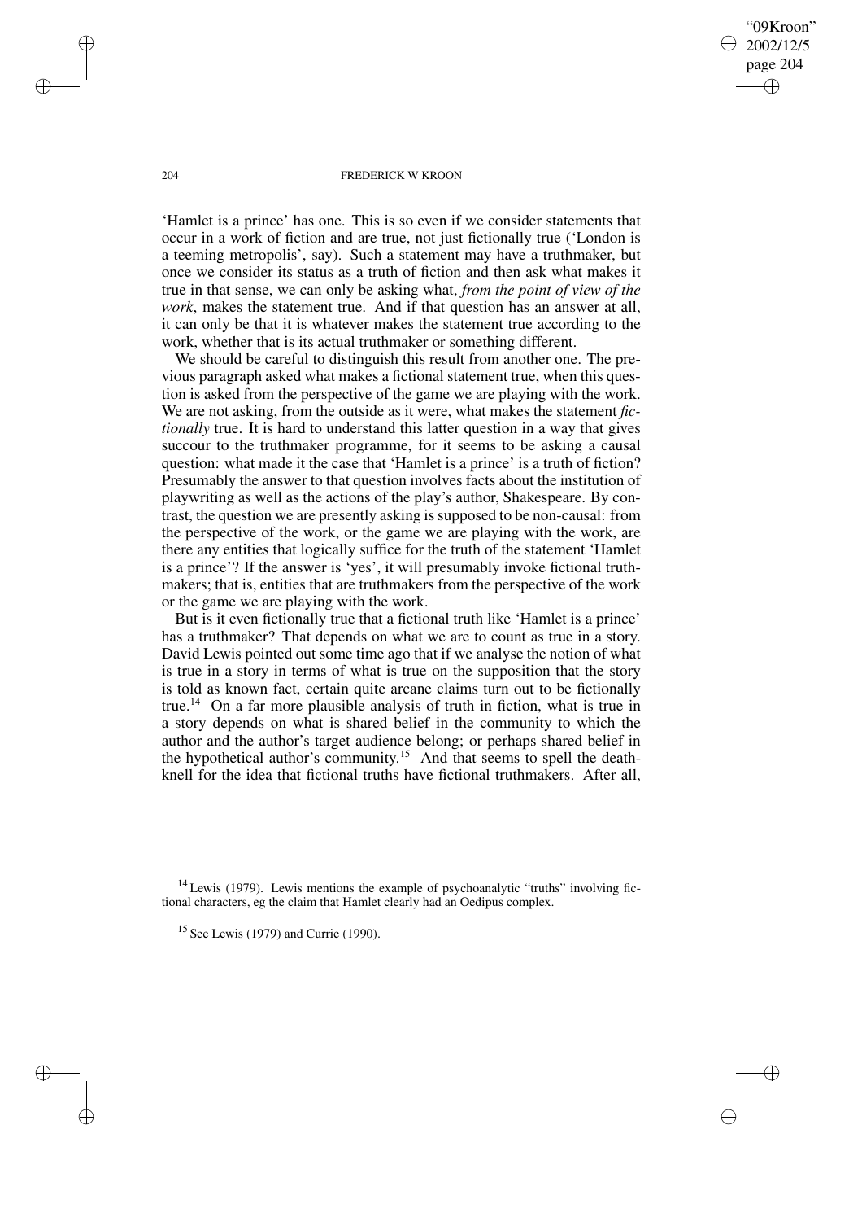'Hamlet is a prince' has one. This is so even if we consider statements that occur in a work of fiction and are true, not just fictionally true ('London is a teeming metropolis', say). Such a statement may have a truthmaker, but once we consider its status as a truth of fiction and then ask what makes it true in that sense, we can only be asking what, *from the point of view of the work*, makes the statement true. And if that question has an answer at all, it can only be that it is whatever makes the statement true according to the work, whether that is its actual truthmaker or something different.

We should be careful to distinguish this result from another one. The previous paragraph asked what makes a fictional statement true, when this question is asked from the perspective of the game we are playing with the work. We are not asking, from the outside as it were, what makes the statement *fictionally* true. It is hard to understand this latter question in a way that gives succour to the truthmaker programme, for it seems to be asking a causal question: what made it the case that 'Hamlet is a prince' is a truth of fiction? Presumably the answer to that question involves facts about the institution of playwriting as well as the actions of the play's author, Shakespeare. By contrast, the question we are presently asking is supposed to be non-causal: from the perspective of the work, or the game we are playing with the work, are there any entities that logically suffice for the truth of the statement 'Hamlet is a prince'? If the answer is 'yes', it will presumably invoke fictional truthmakers; that is, entities that are truthmakers from the perspective of the work or the game we are playing with the work.

But is it even fictionally true that a fictional truth like 'Hamlet is a prince' has a truthmaker? That depends on what we are to count as true in a story. David Lewis pointed out some time ago that if we analyse the notion of what is true in a story in terms of what is true on the supposition that the story is told as known fact, certain quite arcane claims turn out to be fictionally true.[14] On a far more plausible analysis of truth in fiction, what is true in a story depends on what is shared belief in the community to which the author and the author's target audience belong; or perhaps shared belief in the hypothetical author's community.[15] And that seems to spell the death-knell for the idea that fictional truths have fictional truthmakers. After all,

[14] Lewis (1979). Lewis mentions the example of psychoanalytic "truths" involving fictional characters, eg the claim that Hamlet clearly had an Oedipus complex.

[15] See Lewis (1979) and Currie (1990).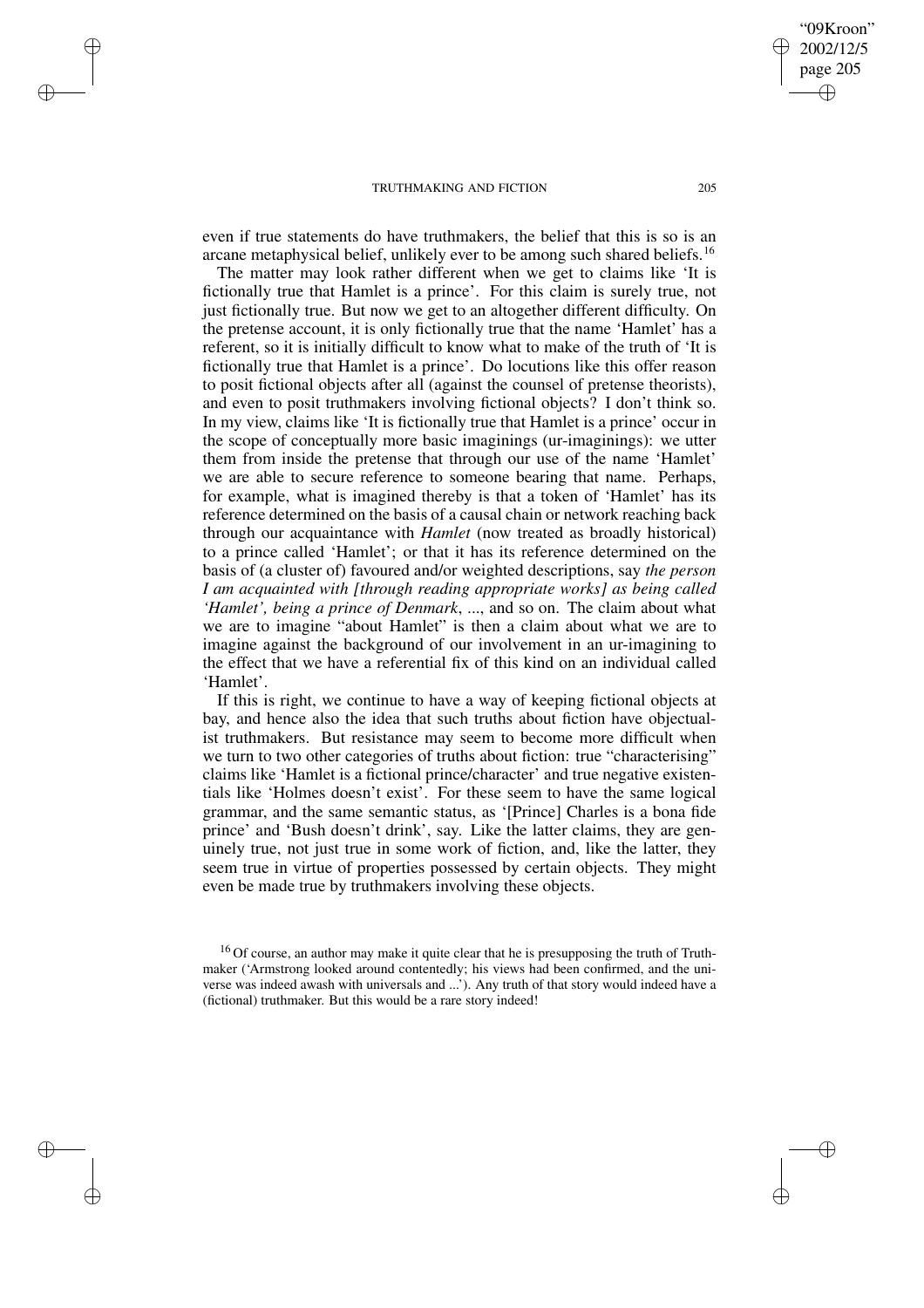even if true statements do have truthmakers, the belief that this is so is an arcane metaphysical belief, unlikely ever to be among such shared beliefs.[16]

The matter may look rather different when we get to claims like 'It is fictionally true that Hamlet is a prince'. For this claim is surely true, not just fictionally true. But now we get to an altogether different difficulty. On the pretense account, it is only fictionally true that the name 'Hamlet' has a referent, so it is initially difficult to know what to make of the truth of 'It is fictionally true that Hamlet is a prince'. Do locutions like this offer reason to posit fictional objects after all (against the counsel of pretense theorists), and even to posit truthmakers involving fictional objects? I don't think so. In my view, claims like 'It is fictionally true that Hamlet is a prince' occur in the scope of conceptually more basic imaginings (ur-imaginings): we utter them from inside the pretense that through our use of the name 'Hamlet' we are able to secure reference to someone bearing that name. Perhaps, for example, what is imagined thereby is that a token of 'Hamlet' has its reference determined on the basis of a causal chain or network reaching back through our acquaintance with *Hamlet* (now treated as broadly historical) to a prince called 'Hamlet'; or that it has its reference determined on the basis of (a cluster of) favoured and/or weighted descriptions, say *the person I am acquainted with [through reading appropriate works] as being called 'Hamlet', being a prince of Denmark*, ..., and so on. The claim about what we are to imagine "about Hamlet" is then a claim about what we are to imagine against the background of our involvement in an ur-imagining to the effect that we have a referential fix of this kind on an individual called 'Hamlet'.

If this is right, we continue to have a way of keeping fictional objects at bay, and hence also the idea that such truths about fiction have objectualist truthmakers. But resistance may seem to become more difficult when we turn to two other categories of truths about fiction: true "characterising" claims like 'Hamlet is a fictional prince/character' and true negative existentials like 'Holmes doesn't exist'. For these seem to have the same logical grammar, and the same semantic status, as '[Prince] Charles is a bona fide prince' and 'Bush doesn't drink', say. Like the latter claims, they are genuinely true, not just true in some work of fiction, and, like the latter, they seem true in virtue of properties possessed by certain objects. They might even be made true by truthmakers involving these objects.

[16] Of course, an author may make it quite clear that he is presupposing the truth of Truthmaker ('Armstrong looked around contentedly; his views had been confirmed, and the universe was indeed awash with universals and ...'). Any truth of that story would indeed have a (fictional) truthmaker. But this would be a rare story indeed!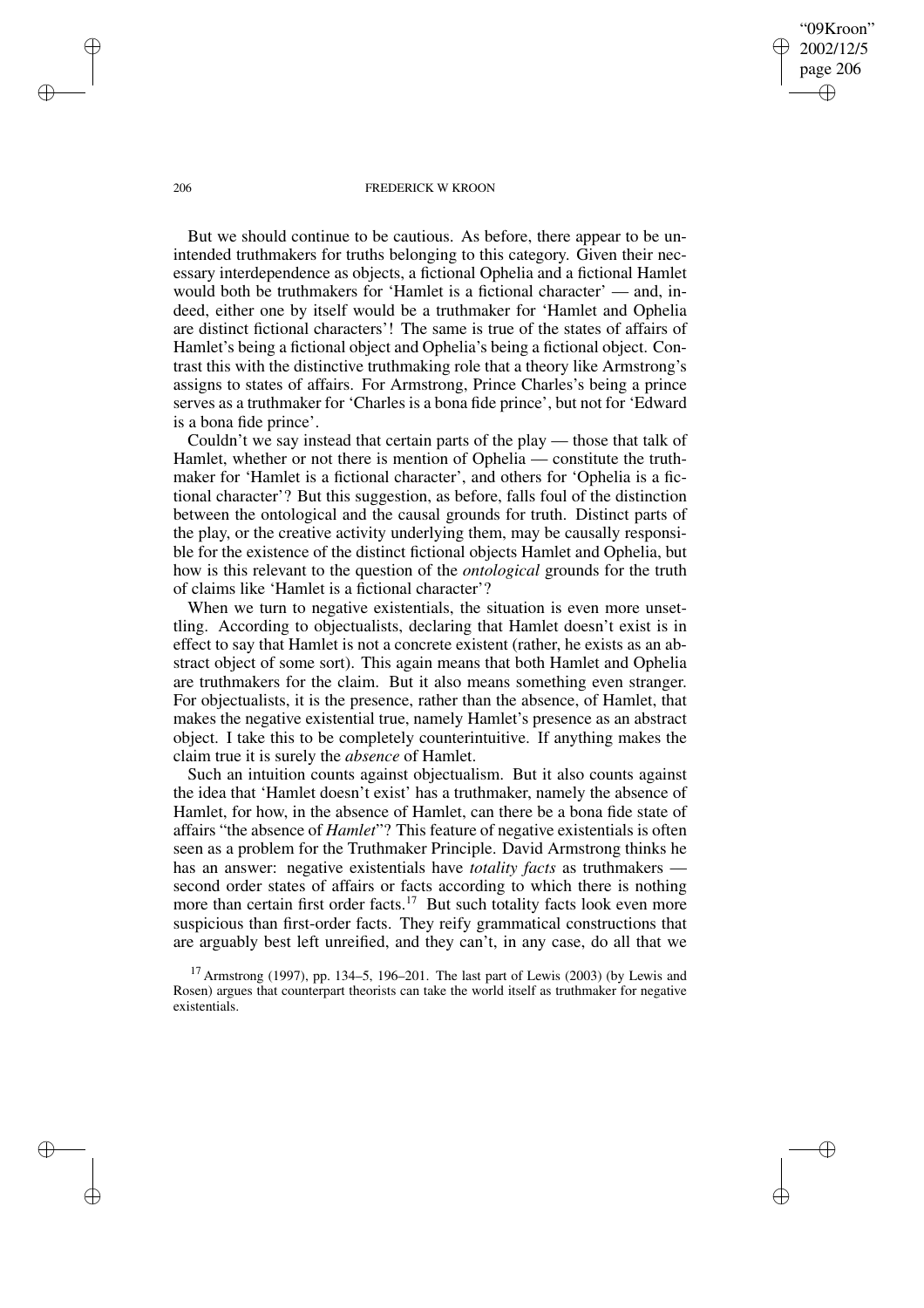But we should continue to be cautious. As before, there appear to be unintended truthmakers for truths belonging to this category. Given their necessary interdependence as objects, a fictional Ophelia and a fictional Hamlet would both be truthmakers for 'Hamlet is a fictional character' — and, indeed, either one by itself would be a truthmaker for 'Hamlet and Ophelia are distinct fictional characters'! The same is true of the states of affairs of Hamlet's being a fictional object and Ophelia's being a fictional object. Contrast this with the distinctive truthmaking role that a theory like Armstrong's assigns to states of affairs. For Armstrong, Prince Charles's being a prince serves as a truthmaker for 'Charles is a bona fide prince', but not for 'Edward is a bona fide prince'.

Couldn't we say instead that certain parts of the play — those that talk of Hamlet, whether or not there is mention of Ophelia — constitute the truthmaker for 'Hamlet is a fictional character', and others for 'Ophelia is a fictional character'? But this suggestion, as before, falls foul of the distinction between the ontological and the causal grounds for truth. Distinct parts of the play, or the creative activity underlying them, may be causally responsible for the existence of the distinct fictional objects Hamlet and Ophelia, but how is this relevant to the question of the *ontological* grounds for the truth of claims like 'Hamlet is a fictional character'?

When we turn to negative existentials, the situation is even more unsettling. According to objectualists, declaring that Hamlet doesn't exist is in effect to say that Hamlet is not a concrete existent (rather, he exists as an abstract object of some sort). This again means that both Hamlet and Ophelia are truthmakers for the claim. But it also means something even stranger. For objectualists, it is the presence, rather than the absence, of Hamlet, that makes the negative existential true, namely Hamlet's presence as an abstract object. I take this to be completely counterintuitive. If anything makes the claim true it is surely the *absence* of Hamlet.

Such an intuition counts against objectualism. But it also counts against the idea that 'Hamlet doesn't exist' has a truthmaker, namely the absence of Hamlet, for how, in the absence of Hamlet, can there be a bona fide state of affairs "the absence of *Hamlet*"? This feature of negative existentials is often seen as a problem for the Truthmaker Principle. David Armstrong thinks he has an answer: negative existentials have *totality facts* as truthmakers — second order states of affairs or facts according to which there is nothing more than certain first order facts.[17] But such totality facts look even more suspicious than first-order facts. They reify grammatical constructions that are arguably best left unreified, and they can't, in any case, do all that we

[17] Armstrong (1997), pp. 134–5, 196–201. The last part of Lewis (2003) (by Lewis and Rosen) argues that counterpart theorists can take the world itself as truthmaker for negative existentials.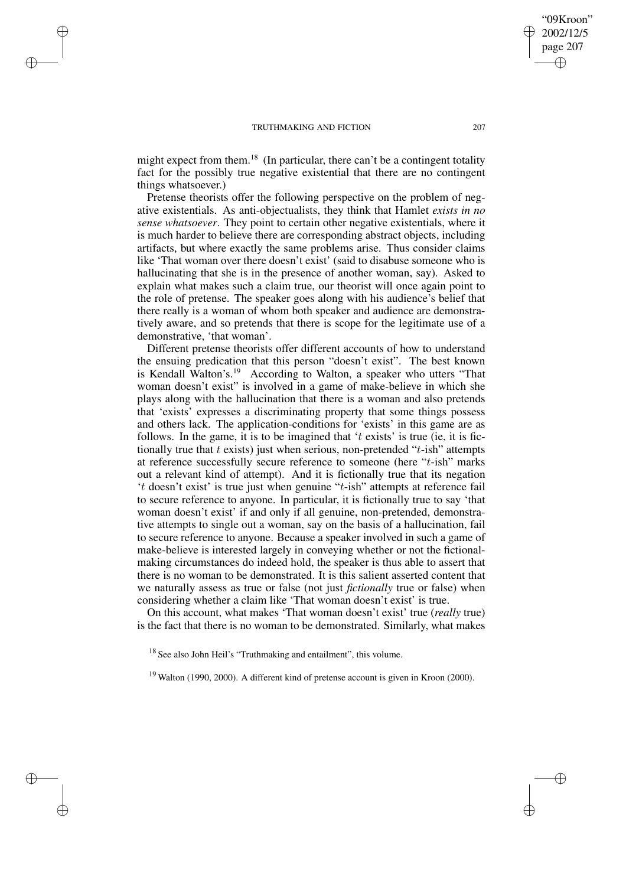might expect from them.[18] (In particular, there can't be a contingent totality fact for the possibly true negative existential that there are no contingent things whatsoever.)

Pretense theorists offer the following perspective on the problem of negative existentials. As anti-objectualists, they think that Hamlet *exists in no sense whatsoever*. They point to certain other negative existentials, where it is much harder to believe there are corresponding abstract objects, including artifacts, but where exactly the same problems arise. Thus consider claims like 'That woman over there doesn't exist' (said to disabuse someone who is hallucinating that she is in the presence of another woman, say). Asked to explain what makes such a claim true, our theorist will once again point to the role of pretense. The speaker goes along with his audience's belief that there really is a woman of whom both speaker and audience are demonstratively aware, and so pretends that there is scope for the legitimate use of a demonstrative, 'that woman'.

Different pretense theorists offer different accounts of how to understand the ensuing predication that this person "doesn't exist". The best known is Kendall Walton's.[19] According to Walton, a speaker who utters "That woman doesn't exist" is involved in a game of make-believe in which she plays along with the hallucination that there is a woman and also pretends that 'exists' expresses a discriminating property that some things possess and others lack. The application-conditions for 'exists' in this game are as follows. In the game, it is to be imagined that '$t$ exists' is true (ie, it is fictionally true that $t$ exists) just when serious, non-pretended "$t$-ish" attempts at reference successfully secure reference to someone (here "$t$-ish" marks out a relevant kind of attempt). And it is fictionally true that its negation '$t$ doesn't exist' is true just when genuine "$t$-ish" attempts at reference fail to secure reference to anyone. In particular, it is fictionally true to say 'that woman doesn't exist' if and only if all genuine, non-pretended, demonstrative attempts to single out a woman, say on the basis of a hallucination, fail to secure reference to anyone. Because a speaker involved in such a game of make-believe is interested largely in conveying whether or not the fictional-making circumstances do indeed hold, the speaker is thus able to assert that there is no woman to be demonstrated. It is this salient asserted content that we naturally assess as true or false (not just *fictionally* true or false) when considering whether a claim like 'That woman doesn't exist' is true.

On this account, what makes 'That woman doesn't exist' true (*really* true) is the fact that there is no woman to be demonstrated. Similarly, what makes

[18] See also John Heil's "Truthmaking and entailment", this volume.

[19] Walton (1990, 2000). A different kind of pretense account is given in Kroon (2000).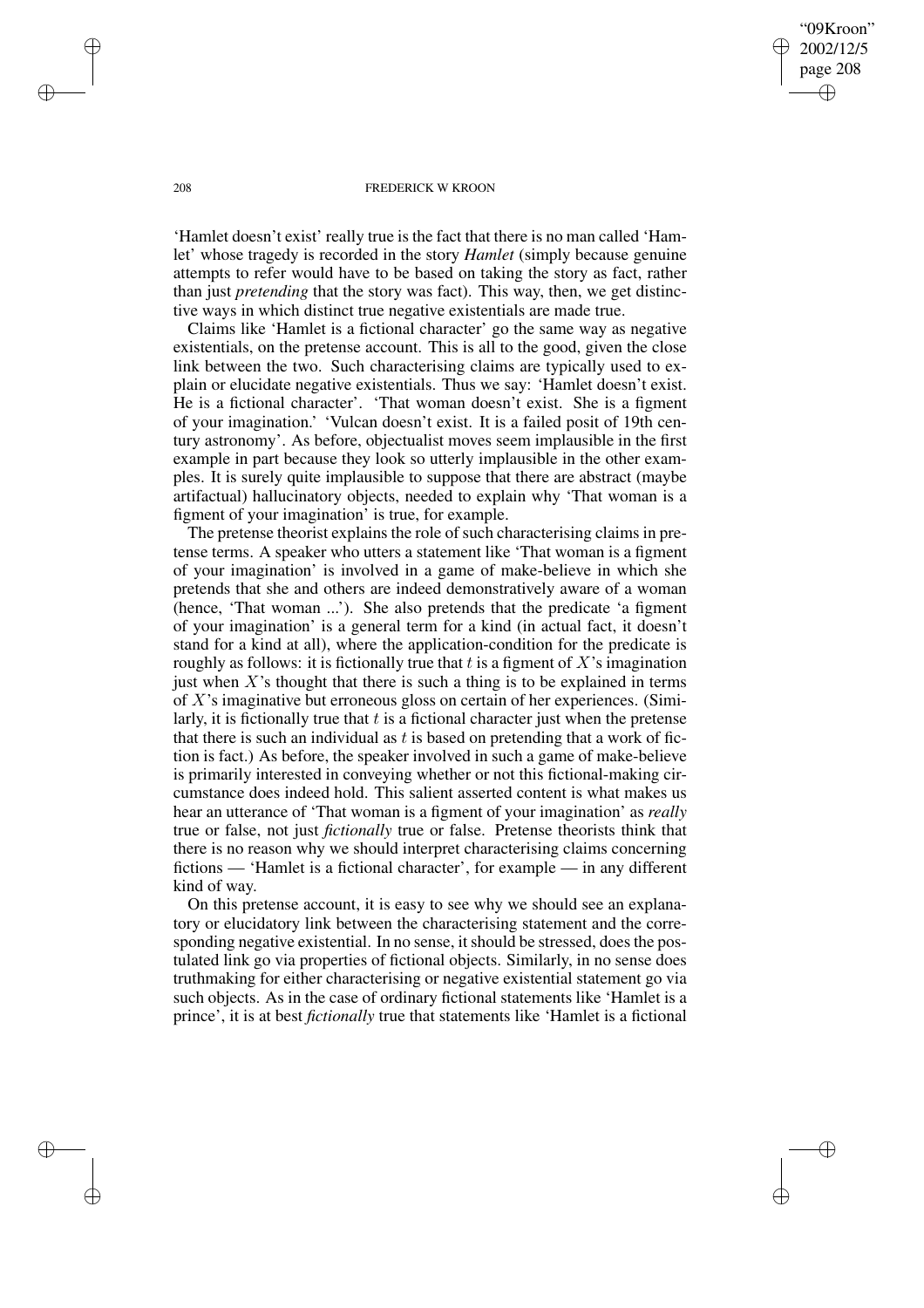'Hamlet doesn't exist' really true is the fact that there is no man called 'Hamlet' whose tragedy is recorded in the story *Hamlet* (simply because genuine attempts to refer would have to be based on taking the story as fact, rather than just *pretending* that the story was fact). This way, then, we get distinctive ways in which distinct true negative existentials are made true.

Claims like 'Hamlet is a fictional character' go the same way as negative existentials, on the pretense account. This is all to the good, given the close link between the two. Such characterising claims are typically used to explain or elucidate negative existentials. Thus we say: 'Hamlet doesn't exist. He is a fictional character'. 'That woman doesn't exist. She is a figment of your imagination.' 'Vulcan doesn't exist. It is a failed posit of 19th century astronomy'. As before, objectualist moves seem implausible in the first example in part because they look so utterly implausible in the other examples. It is surely quite implausible to suppose that there are abstract (maybe artifactual) hallucinatory objects, needed to explain why 'That woman is a figment of your imagination' is true, for example.

The pretense theorist explains the role of such characterising claims in pretense terms. A speaker who utters a statement like 'That woman is a figment of your imagination' is involved in a game of make-believe in which she pretends that she and others are indeed demonstratively aware of a woman (hence, 'That woman ...'). She also pretends that the predicate 'a figment of your imagination' is a general term for a kind (in actual fact, it doesn't stand for a kind at all), where the application-condition for the predicate is roughly as follows: it is fictionally true that $t$ is a figment of $X$'s imagination just when $X$'s thought that there is such a thing is to be explained in terms of $X$'s imaginative but erroneous gloss on certain of her experiences. (Similarly, it is fictionally true that $t$ is a fictional character just when the pretense that there is such an individual as $t$ is based on pretending that a work of fiction is fact.) As before, the speaker involved in such a game of make-believe is primarily interested in conveying whether or not this fictional-making circumstance does indeed hold. This salient asserted content is what makes us hear an utterance of 'That woman is a figment of your imagination' as *really* true or false, not just *fictionally* true or false. Pretense theorists think that there is no reason why we should interpret characterising claims concerning fictions — 'Hamlet is a fictional character', for example — in any different kind of way.

On this pretense account, it is easy to see why we should see an explanatory or elucidatory link between the characterising statement and the corresponding negative existential. In no sense, it should be stressed, does the postulated link go via properties of fictional objects. Similarly, in no sense does truthmaking for either characterising or negative existential statement go via such objects. As in the case of ordinary fictional statements like 'Hamlet is a prince', it is at best *fictionally* true that statements like 'Hamlet is a fictional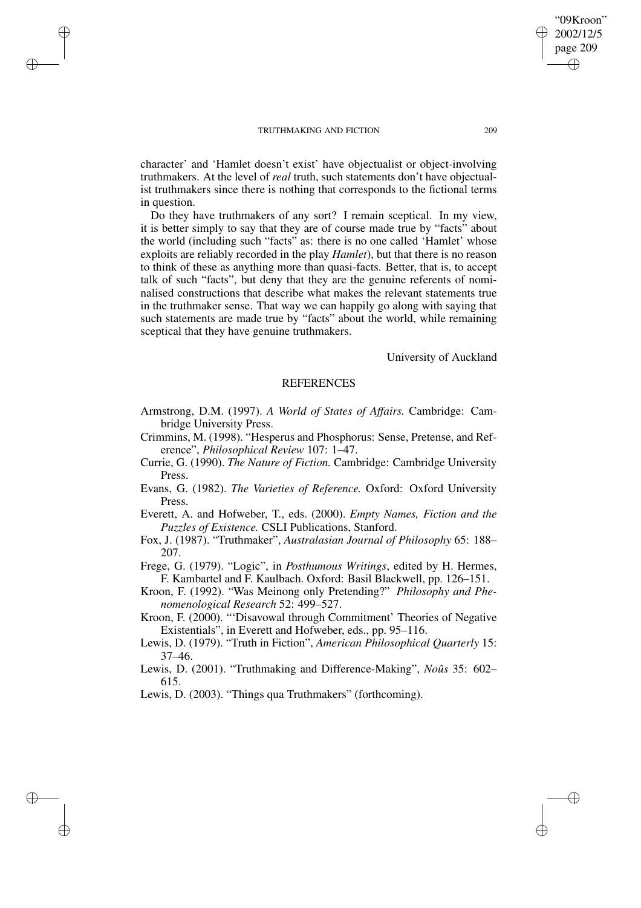character' and 'Hamlet doesn't exist' have objectualist or object-involving truthmakers. At the level of *real* truth, such statements don't have objectualist truthmakers since there is nothing that corresponds to the fictional terms in question.

Do they have truthmakers of any sort? I remain sceptical. In my view, it is better simply to say that they are of course made true by "facts" about the world (including such "facts" as: there is no one called 'Hamlet' whose exploits are reliably recorded in the play *Hamlet*), but that there is no reason to think of these as anything more than quasi-facts. Better, that is, to accept talk of such "facts", but deny that they are the genuine referents of nominalised constructions that describe what makes the relevant statements true in the truthmaker sense. That way we can happily go along with saying that such statements are made true by "facts" about the world, while remaining sceptical that they have genuine truthmakers.

University of Auckland

## REFERENCES

Armstrong, D.M. (1997). *A World of States of Affairs.* Cambridge: Cambridge University Press.

Crimmins, M. (1998). "Hesperus and Phosphorus: Sense, Pretense, and Reference", *Philosophical Review* 107: 1–47.

Currie, G. (1990). *The Nature of Fiction.* Cambridge: Cambridge University Press.

Evans, G. (1982). *The Varieties of Reference.* Oxford: Oxford University Press.

Everett, A. and Hofweber, T., eds. (2000). *Empty Names, Fiction and the Puzzles of Existence.* CSLI Publications, Stanford.

Fox, J. (1987). "Truthmaker", *Australasian Journal of Philosophy* 65: 188–207.

Frege, G. (1979). "Logic", in *Posthumous Writings*, edited by H. Hermes, F. Kambartel and F. Kaulbach. Oxford: Basil Blackwell, pp. 126–151.

Kroon, F. (1992). "Was Meinong only Pretending?" *Philosophy and Phenomenological Research* 52: 499–527.

Kroon, F. (2000). "'Disavowal through Commitment' Theories of Negative Existentials", in Everett and Hofweber, eds., pp. 95–116.

Lewis, D. (1979). "Truth in Fiction", *American Philosophical Quarterly* 15: 37–46.

Lewis, D. (2001). "Truthmaking and Difference-Making", *Noûs* 35: 602–615.

Lewis, D. (2003). "Things qua Truthmakers" (forthcoming).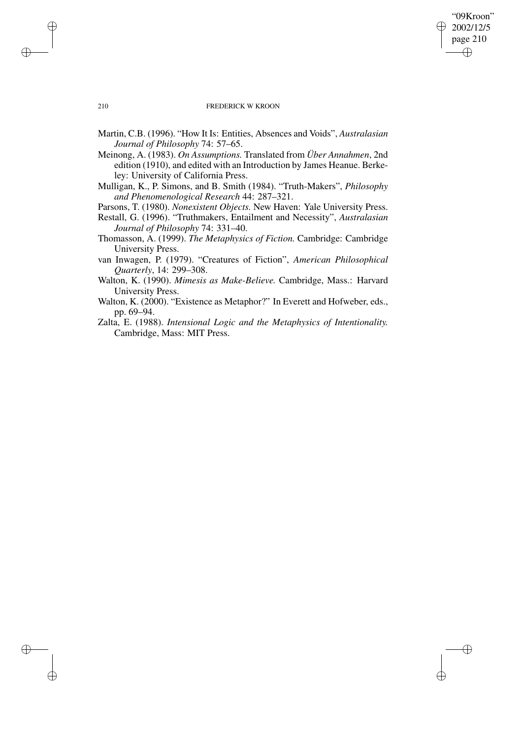Martin, C.B. (1996). "How It Is: Entities, Absences and Voids", *Australasian Journal of Philosophy* 74: 57–65.

Meinong, A. (1983). *On Assumptions.* Translated from *Über Annahmen*, 2nd edition (1910), and edited with an Introduction by James Heanue. Berkeley: University of California Press.

Mulligan, K., P. Simons, and B. Smith (1984). "Truth-Makers", *Philosophy and Phenomenological Research* 44: 287–321.

Parsons, T. (1980). *Nonexistent Objects.* New Haven: Yale University Press.

Restall, G. (1996). "Truthmakers, Entailment and Necessity", *Australasian Journal of Philosophy* 74: 331–40.

Thomasson, A. (1999). *The Metaphysics of Fiction.* Cambridge: Cambridge University Press.

van Inwagen, P. (1979). "Creatures of Fiction", *American Philosophical Quarterly*, 14: 299–308.

Walton, K. (1990). *Mimesis as Make-Believe.* Cambridge, Mass.: Harvard University Press.

Walton, K. (2000). "Existence as Metaphor?" In Everett and Hofweber, eds., pp. 69–94.

Zalta, E. (1988). *Intensional Logic and the Metaphysics of Intentionality.* Cambridge, Mass: MIT Press.